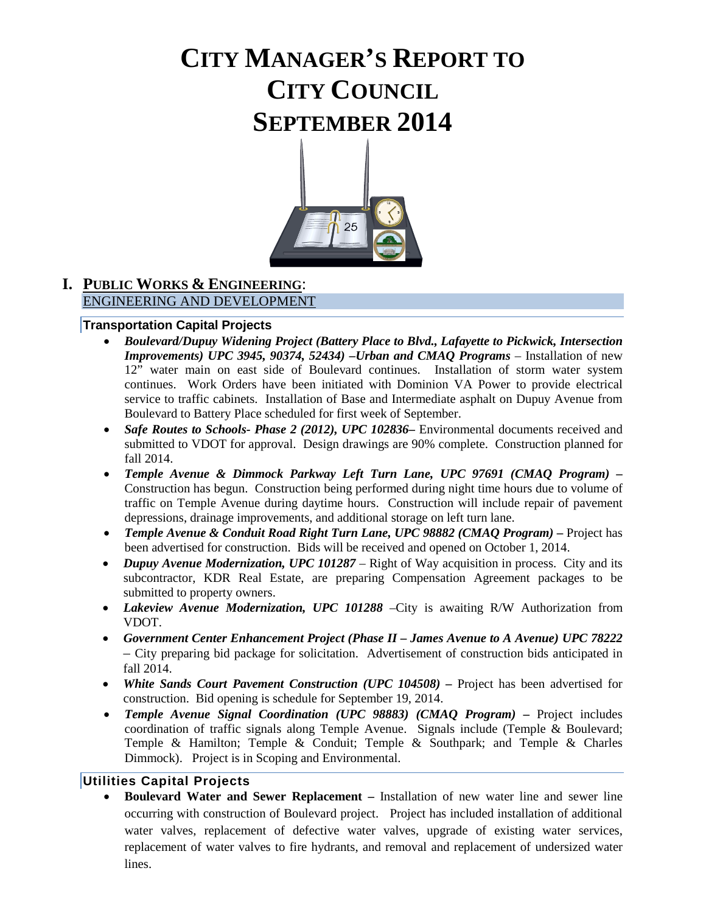# CITY MANAGER'S REPORT TO CITY COUNCIL SEPTEMBER 2014

## I. PUBLIC WORKS & ENGINEERING:

ENGINEERING AND DEVELOPMENT

### Transportation Capital Projects

- ***Boulevard/Dupuy Widening Project (Battery Place to Blvd., Lafayette to Pickwick, Intersection Improvements) UPC 3945, 90374, 52434) –Urban and CMAQ Programs*** – Installation of new 12" water main on east side of Boulevard continues. Installation of storm water system continues. Work Orders have been initiated with Dominion VA Power to provide electrical service to traffic cabinets. Installation of Base and Intermediate asphalt on Dupuy Avenue from Boulevard to Battery Place scheduled for first week of September.
- ***Safe Routes to Schools- Phase 2 (2012), UPC 102836–*** Environmental documents received and submitted to VDOT for approval. Design drawings are 90% complete. Construction planned for fall 2014.
- ***Temple Avenue & Dimmock Parkway Left Turn Lane, UPC 97691 (CMAQ Program) –*** Construction has begun. Construction being performed during night time hours due to volume of traffic on Temple Avenue during daytime hours. Construction will include repair of pavement depressions, drainage improvements, and additional storage on left turn lane.
- ***Temple Avenue & Conduit Road Right Turn Lane, UPC 98882 (CMAQ Program) –*** Project has been advertised for construction. Bids will be received and opened on October 1, 2014.
- ***Dupuy Avenue Modernization, UPC 101287*** – Right of Way acquisition in process. City and its subcontractor, KDR Real Estate, are preparing Compensation Agreement packages to be submitted to property owners.
- ***Lakeview Avenue Modernization, UPC 101288*** –City is awaiting R/W Authorization from VDOT.
- ***Government Center Enhancement Project (Phase II – James Avenue to A Avenue) UPC 78222*** – City preparing bid package for solicitation. Advertisement of construction bids anticipated in fall 2014.
- ***White Sands Court Pavement Construction (UPC 104508) –*** Project has been advertised for construction. Bid opening is schedule for September 19, 2014.
- ***Temple Avenue Signal Coordination (UPC 98883) (CMAQ Program) –*** Project includes coordination of traffic signals along Temple Avenue. Signals include (Temple & Boulevard; Temple & Hamilton; Temple & Conduit; Temple & Southpark; and Temple & Charles Dimmock). Project is in Scoping and Environmental.

### Utilities Capital Projects

- **Boulevard Water and Sewer Replacement –** Installation of new water line and sewer line occurring with construction of Boulevard project. Project has included installation of additional water valves, replacement of defective water valves, upgrade of existing water services, replacement of water valves to fire hydrants, and removal and replacement of undersized water lines.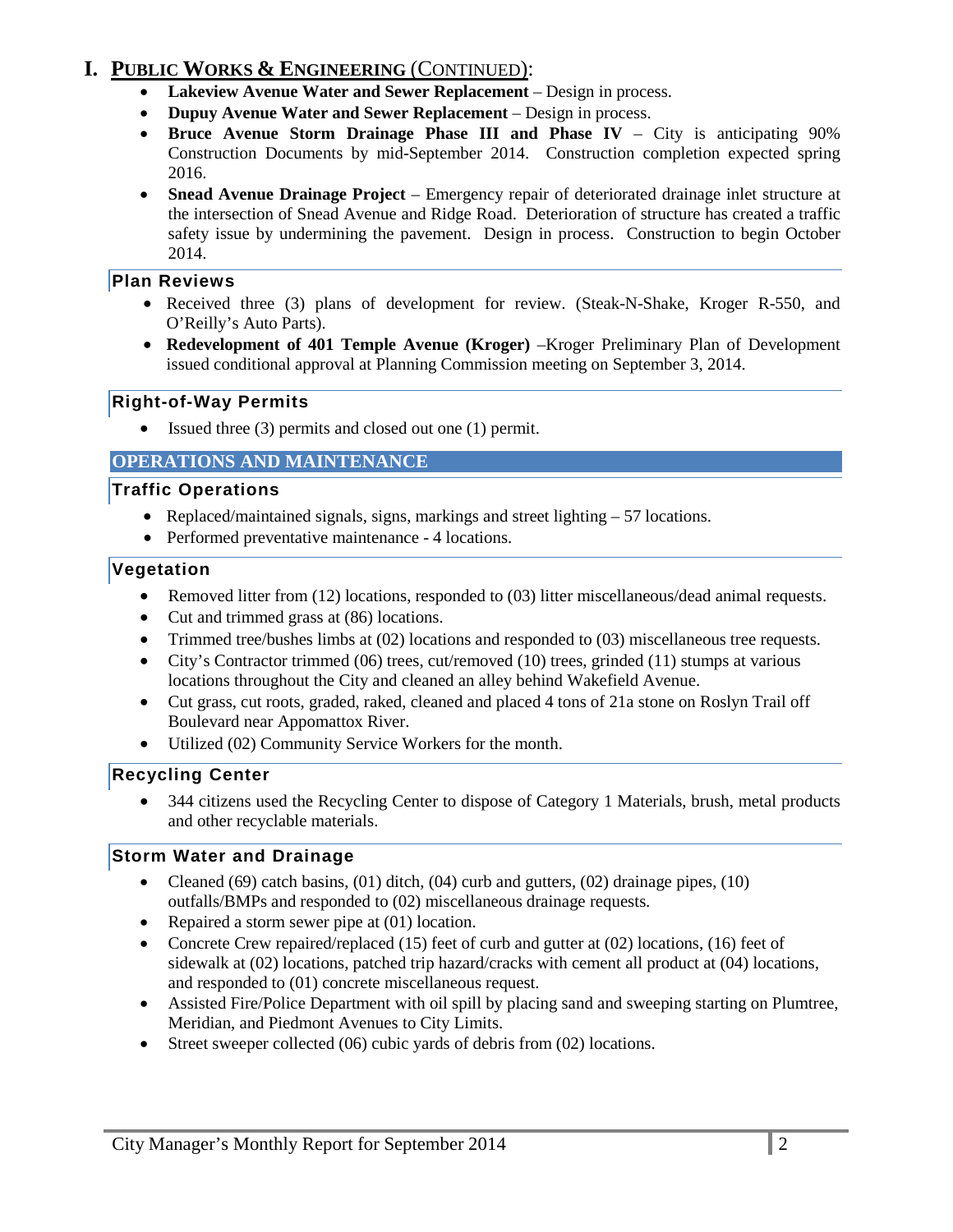# I. PUBLIC WORKS & ENGINEERING (CONTINUED):

- **Lakeview Avenue Water and Sewer Replacement** – Design in process.
- **Dupuy Avenue Water and Sewer Replacement** – Design in process.
- **Bruce Avenue Storm Drainage Phase III and Phase IV** – City is anticipating 90% Construction Documents by mid-September 2014. Construction completion expected spring 2016.
- **Snead Avenue Drainage Project** – Emergency repair of deteriorated drainage inlet structure at the intersection of Snead Avenue and Ridge Road. Deterioration of structure has created a traffic safety issue by undermining the pavement. Design in process. Construction to begin October 2014.

### Plan Reviews

- Received three (3) plans of development for review. (Steak-N-Shake, Kroger R-550, and O'Reilly's Auto Parts).
- **Redevelopment of 401 Temple Avenue (Kroger)** –Kroger Preliminary Plan of Development issued conditional approval at Planning Commission meeting on September 3, 2014.

### Right-of-Way Permits

- Issued three (3) permits and closed out one (1) permit.

## OPERATIONS AND MAINTENANCE

### Traffic Operations

- Replaced/maintained signals, signs, markings and street lighting – 57 locations.
- Performed preventative maintenance - 4 locations.

### Vegetation

- Removed litter from (12) locations, responded to (03) litter miscellaneous/dead animal requests.
- Cut and trimmed grass at (86) locations.
- Trimmed tree/bushes limbs at (02) locations and responded to (03) miscellaneous tree requests.
- City's Contractor trimmed (06) trees, cut/removed (10) trees, grinded (11) stumps at various locations throughout the City and cleaned an alley behind Wakefield Avenue.
- Cut grass, cut roots, graded, raked, cleaned and placed 4 tons of 21a stone on Roslyn Trail off Boulevard near Appomattox River.
- Utilized (02) Community Service Workers for the month.

### Recycling Center

- 344 citizens used the Recycling Center to dispose of Category 1 Materials, brush, metal products and other recyclable materials.

### Storm Water and Drainage

- Cleaned (69) catch basins, (01) ditch, (04) curb and gutters, (02) drainage pipes, (10) outfalls/BMPs and responded to (02) miscellaneous drainage requests.
- Repaired a storm sewer pipe at (01) location.
- Concrete Crew repaired/replaced (15) feet of curb and gutter at (02) locations, (16) feet of sidewalk at (02) locations, patched trip hazard/cracks with cement all product at (04) locations, and responded to (01) concrete miscellaneous request.
- Assisted Fire/Police Department with oil spill by placing sand and sweeping starting on Plumtree, Meridian, and Piedmont Avenues to City Limits.
- Street sweeper collected (06) cubic yards of debris from (02) locations.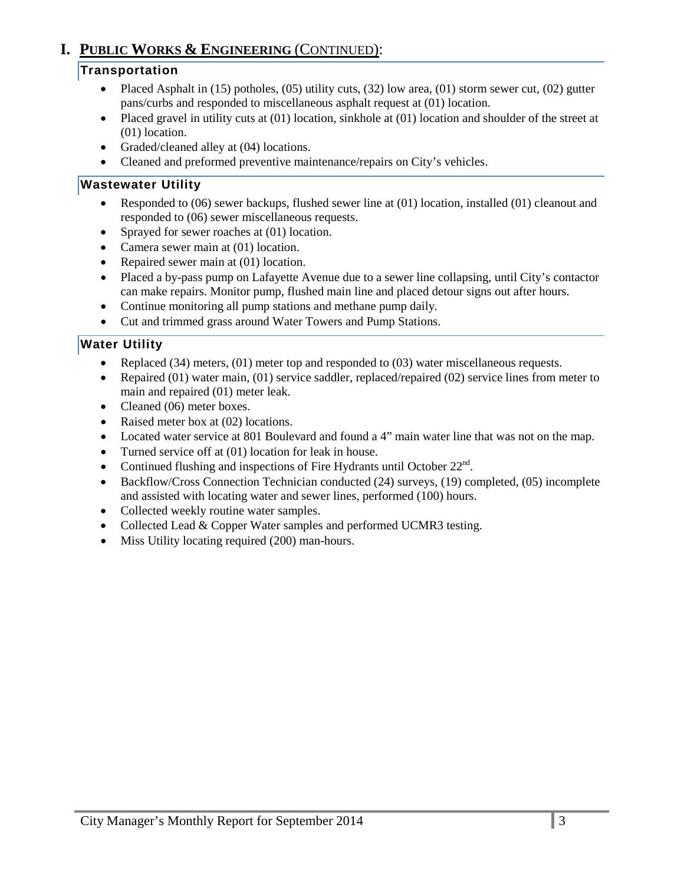# I. PUBLIC WORKS & ENGINEERING (CONTINUED):

## Transportation

- Placed Asphalt in (15) potholes, (05) utility cuts, (32) low area, (01) storm sewer cut, (02) gutter pans/curbs and responded to miscellaneous asphalt request at (01) location.
- Placed gravel in utility cuts at (01) location, sinkhole at (01) location and shoulder of the street at (01) location.
- Graded/cleaned alley at (04) locations.
- Cleaned and preformed preventive maintenance/repairs on City's vehicles.

## Wastewater Utility

- Responded to (06) sewer backups, flushed sewer line at (01) location, installed (01) cleanout and responded to (06) sewer miscellaneous requests.
- Sprayed for sewer roaches at (01) location.
- Camera sewer main at (01) location.
- Repaired sewer main at (01) location.
- Placed a by-pass pump on Lafayette Avenue due to a sewer line collapsing, until City's contactor can make repairs. Monitor pump, flushed main line and placed detour signs out after hours.
- Continue monitoring all pump stations and methane pump daily.
- Cut and trimmed grass around Water Towers and Pump Stations.

## Water Utility

- Replaced (34) meters, (01) meter top and responded to (03) water miscellaneous requests.
- Repaired (01) water main, (01) service saddler, replaced/repaired (02) service lines from meter to main and repaired (01) meter leak.
- Cleaned (06) meter boxes.
- Raised meter box at (02) locations.
- Located water service at 801 Boulevard and found a 4" main water line that was not on the map.
- Turned service off at (01) location for leak in house.
- Continued flushing and inspections of Fire Hydrants until October 22nd.
- Backflow/Cross Connection Technician conducted (24) surveys, (19) completed, (05) incomplete and assisted with locating water and sewer lines, performed (100) hours.
- Collected weekly routine water samples.
- Collected Lead & Copper Water samples and performed UCMR3 testing.
- Miss Utility locating required (200) man-hours.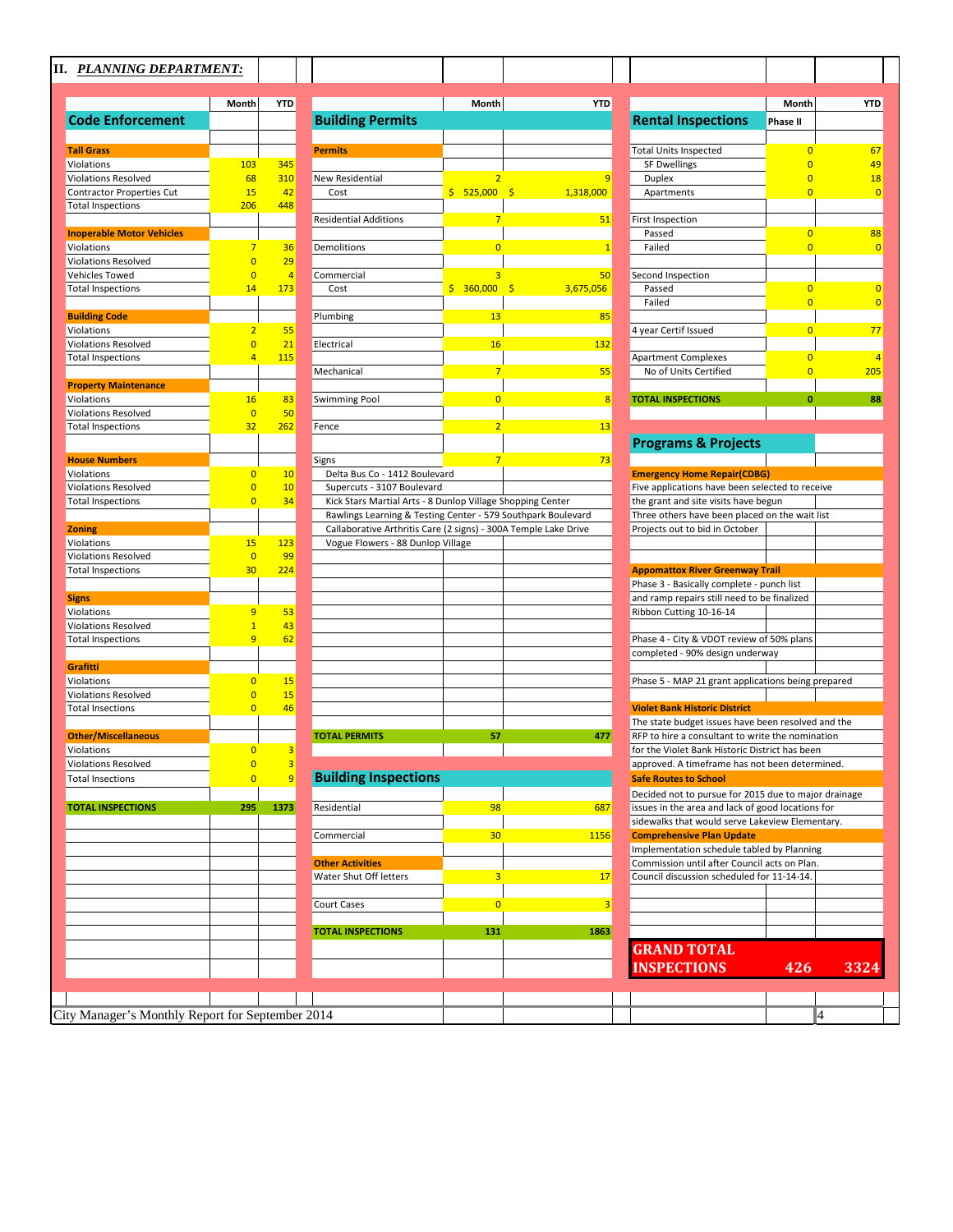## II. *PLANNING DEPARTMENT:*

### Code Enforcement

| Code Enforcement | Month | YTD |
|---|---|---|
| **Tall Grass** | | |
| Violations | 103 | 345 |
| Violations Resolved | 68 | 310 |
| Contractor Properties Cut | 15 | 42 |
| Total Inspections | 206 | 448 |
| **Inoperable Motor Vehicles** | | |
| Violations | 7 | 36 |
| Violations Resolved | 0 | 29 |
| Vehicles Towed | 0 | 4 |
| Total Inspections | 14 | 173 |
| **Building Code** | | |
| Violations | 2 | 55 |
| Violations Resolved | 0 | 21 |
| Total Inspections | 4 | 115 |
| **Property Maintenance** | | |
| Violations | 16 | 83 |
| Violations Resolved | 0 | 50 |
| Total Inspections | 32 | 262 |
| **House Numbers** | | |
| Violations | 0 | 10 |
| Violations Resolved | 0 | 10 |
| Total Inspections | 0 | 34 |
| **Zoning** | | |
| Violations | 15 | 123 |
| Violations Resolved | 0 | 99 |
| Total Inspections | 30 | 224 |
| **Signs** | | |
| Violations | 9 | 53 |
| Violations Resolved | 1 | 43 |
| Total Inspections | 9 | 62 |
| **Grafitti** | | |
| Violations | 0 | 15 |
| Violations Resolved | 0 | 15 |
| Total Insections | 0 | 46 |
| **Other/Miscellaneous** | | |
| Violations | 0 | 3 |
| Violations Resolved | 0 | 3 |
| Total Insections | 0 | 9 |
| **TOTAL INSPECTIONS** | **295** | **1373** |

### Building Permits

| Building Permits | Month | YTD |
|---|---|---|
| **Permits** | | |
| New Residential | 2 | 9 |
| Cost | $ 525,000 | $ 1,318,000 |
| Residential Additions | 7 | 51 |
| Demolitions | 0 | 1 |
| Commercial | 3 | 50 |
| Cost | $ 360,000 | $ 3,675,056 |
| Plumbing | 13 | 85 |
| Electrical | 16 | 132 |
| Mechanical | 7 | 55 |
| Swimming Pool | 0 | 8 |
| Fence | 2 | 13 |
| Signs | 7 | 73 |
| Delta Bus Co - 1412 Boulevard | | |
| Supercuts - 3107 Boulevard | | |
| Kick Stars Martial Arts - 8 Dunlop Village Shopping Center | | |
| Rawlings Learning & Testing Center - 579 Southpark Boulevard | | |
| Callaborative Arthritis Care (2 signs) - 300A Temple Lake Drive | | |
| Vogue Flowers - 88 Dunlop Village | | |
| **TOTAL PERMITS** | **57** | **477** |

### Building Inspections

| Building Inspections | Month | YTD |
|---|---|---|
| Residential | 98 | 687 |
| Commercial | 30 | 1156 |
| **Other Activities** | | |
| Water Shut Off letters | 3 | 17 |
| Court Cases | 0 | 3 |
| **TOTAL INSPECTIONS** | **131** | **1863** |

### Rental Inspections

| Rental Inspections | Month (Phase II) | YTD |
|---|---|---|
| Total Units Inspected | 0 | 67 |
| SF Dwellings | 0 | 49 |
| Duplex | 0 | 18 |
| Apartments | 0 | 0 |
| First Inspection | | |
| Passed | 0 | 88 |
| Failed | 0 | 0 |
| Second Inspection | | |
| Passed | 0 | 0 |
| Failed | 0 | 0 |
| 4 year Certif Issued | 0 | 77 |
| Apartment Complexes | 0 | 4 |
| No of Units Certified | 0 | 205 |
| **TOTAL INSPECTIONS** | **0** | **88** |

### Programs & Projects

**Emergency Home Repair(CDBG)**
Five applications have been selected to receive the grant and site visits have begun
Three others have been placed on the wait list
Projects out to bid in October

**Appomattox River Greenway Trail**
Phase 3 - Basically complete - punch list and ramp repairs still need to be finalized
Ribbon Cutting 10-16-14

Phase 4 - City & VDOT review of 50% plans completed - 90% design underway

Phase 5 - MAP 21 grant applications being prepared

**Violet Bank Historic District**
The state budget issues have been resolved and the RFP to hire a consultant to write the nomination for the Violet Bank Historic District has been approved. A timeframe has not been determined.

**Safe Routes to School**
Decided not to pursue for 2015 due to major drainage issues in the area and lack of good locations for sidewalks that would serve Lakeview Elementary.

**Comprehensive Plan Update**
Implementation schedule tabled by Planning Commission until after Council acts on Plan.
Council discussion scheduled for 11-14-14.

| | Month | YTD |
|---|---|---|
| **GRAND TOTAL INSPECTIONS** | **426** | **3324** |

City Manager's Monthly Report for September 2014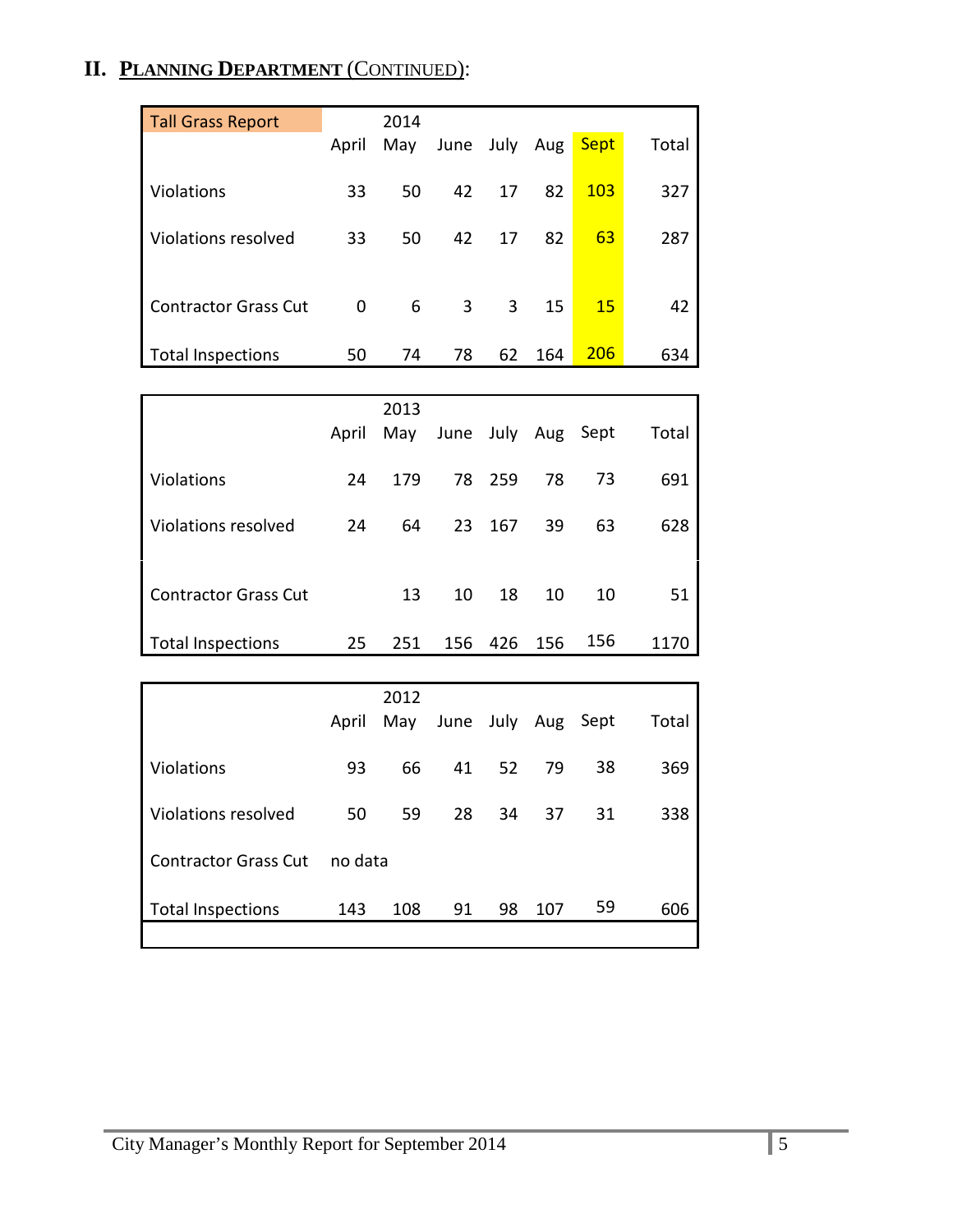## II. PLANNING DEPARTMENT (CONTINUED):

| Tall Grass Report | April | 2014 May | June | July | Aug | Sept | Total |
|---|---|---|---|---|---|---|---|
| Violations | 33 | 50 | 42 | 17 | 82 | 103 | 327 |
| Violations resolved | 33 | 50 | 42 | 17 | 82 | 63 | 287 |
| Contractor Grass Cut | 0 | 6 | 3 | 3 | 15 | 15 | 42 |
| Total Inspections | 50 | 74 | 78 | 62 | 164 | 206 | 634 |

| | April | 2013 May | June | July | Aug | Sept | Total |
|---|---|---|---|---|---|---|---|
| Violations | 24 | 179 | 78 | 259 | 78 | 73 | 691 |
| Violations resolved | 24 | 64 | 23 | 167 | 39 | 63 | 628 |
| Contractor Grass Cut | | 13 | 10 | 18 | 10 | 10 | 51 |
| Total Inspections | 25 | 251 | 156 | 426 | 156 | 156 | 1170 |

| | April | 2012 May | June | July | Aug | Sept | Total |
|---|---|---|---|---|---|---|---|
| Violations | 93 | 66 | 41 | 52 | 79 | 38 | 369 |
| Violations resolved | 50 | 59 | 28 | 34 | 37 | 31 | 338 |
| Contractor Grass Cut | no data | | | | | | |
| Total Inspections | 143 | 108 | 91 | 98 | 107 | 59 | 606 |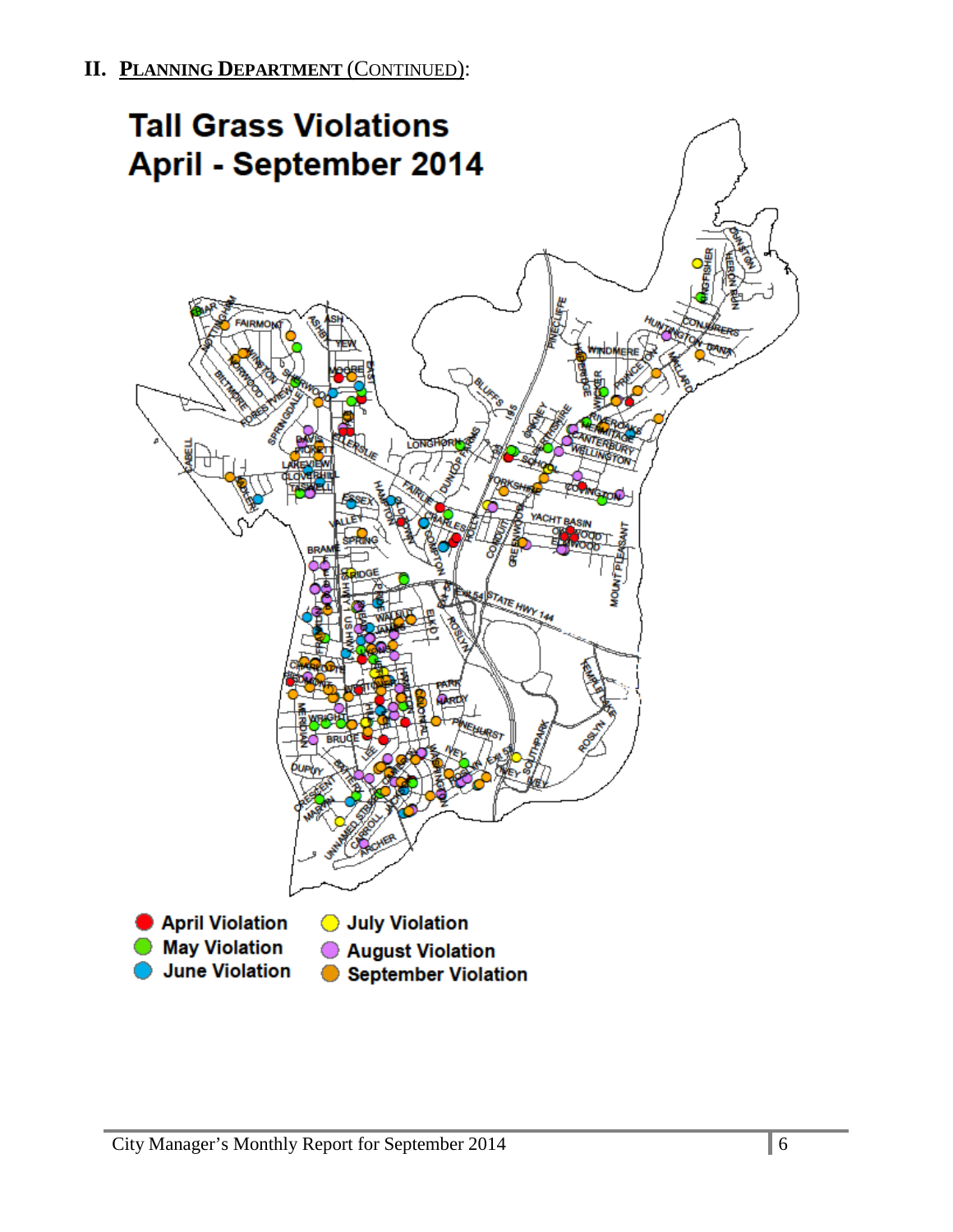## II. PLANNING DEPARTMENT (CONTINUED):

### Tall Grass Violations April - September 2014

- April Violation
- May Violation
- June Violation
- July Violation
- August Violation
- September Violation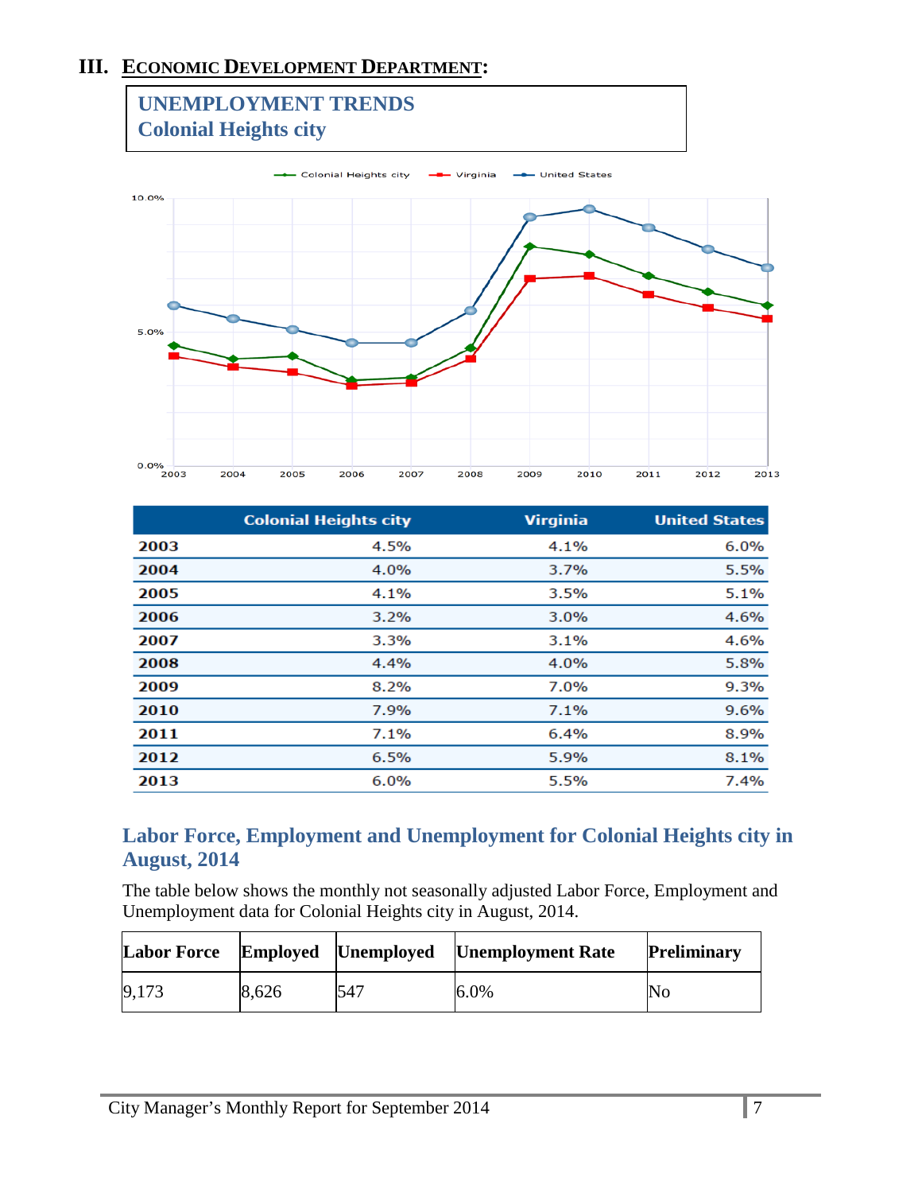# III. Economic Development Department:

## UNEMPLOYMENT TRENDS
## Colonial Heights city

| | Colonial Heights city | Virginia | United States |
|---|---|---|---|
| 2003 | 4.5% | 4.1% | 6.0% |
| 2004 | 4.0% | 3.7% | 5.5% |
| 2005 | 4.1% | 3.5% | 5.1% |
| 2006 | 3.2% | 3.0% | 4.6% |
| 2007 | 3.3% | 3.1% | 4.6% |
| 2008 | 4.4% | 4.0% | 5.8% |
| 2009 | 8.2% | 7.0% | 9.3% |
| 2010 | 7.9% | 7.1% | 9.6% |
| 2011 | 7.1% | 6.4% | 8.9% |
| 2012 | 6.5% | 5.9% | 8.1% |
| 2013 | 6.0% | 5.5% | 7.4% |

## Labor Force, Employment and Unemployment for Colonial Heights city in August, 2014

The table below shows the monthly not seasonally adjusted Labor Force, Employment and Unemployment data for Colonial Heights city in August, 2014.

| Labor Force | Employed | Unemployed | Unemployment Rate | Preliminary |
|---|---|---|---|---|
| 9,173 | 8,626 | 547 | 6.0% | No |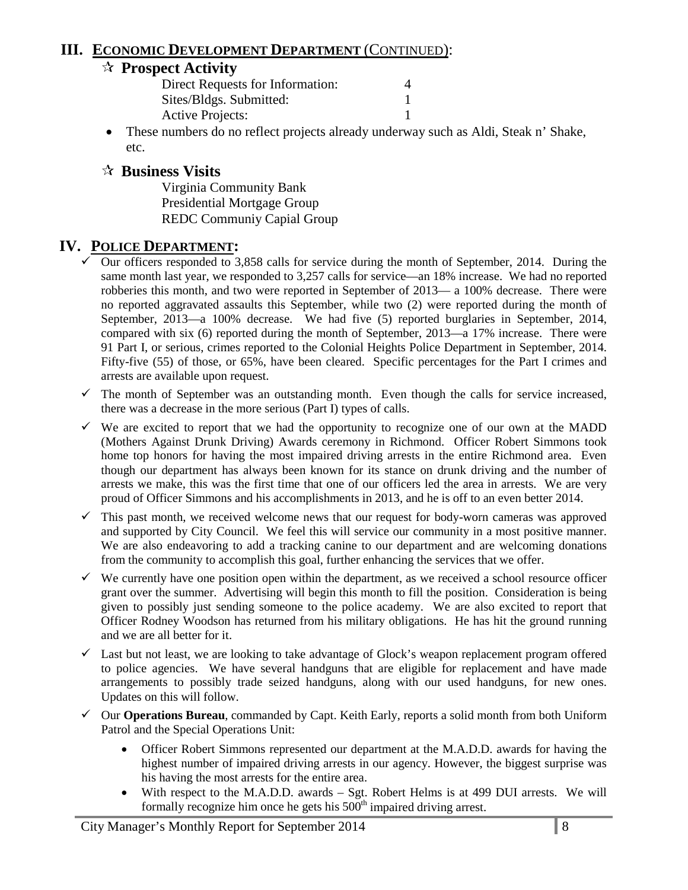## III. ECONOMIC DEVELOPMENT DEPARTMENT (CONTINUED):

### ☆ Prospect Activity

| | |
|---|---|
| Direct Requests for Information: | 4 |
| Sites/Bldgs. Submitted: | 1 |
| Active Projects: | 1 |

- These numbers do no reflect projects already underway such as Aldi, Steak n' Shake, etc.

### ☆ Business Visits

Virginia Community Bank
Presidential Mortgage Group
REDC Communiy Capial Group

## IV. POLICE DEPARTMENT:

- ✓ Our officers responded to 3,858 calls for service during the month of September, 2014. During the same month last year, we responded to 3,257 calls for service—an 18% increase. We had no reported robberies this month, and two were reported in September of 2013— a 100% decrease. There were no reported aggravated assaults this September, while two (2) were reported during the month of September, 2013—a 100% decrease. We had five (5) reported burglaries in September, 2014, compared with six (6) reported during the month of September, 2013—a 17% increase. There were 91 Part I, or serious, crimes reported to the Colonial Heights Police Department in September, 2014. Fifty-five (55) of those, or 65%, have been cleared. Specific percentages for the Part I crimes and arrests are available upon request.
- ✓ The month of September was an outstanding month. Even though the calls for service increased, there was a decrease in the more serious (Part I) types of calls.
- ✓ We are excited to report that we had the opportunity to recognize one of our own at the MADD (Mothers Against Drunk Driving) Awards ceremony in Richmond. Officer Robert Simmons took home top honors for having the most impaired driving arrests in the entire Richmond area. Even though our department has always been known for its stance on drunk driving and the number of arrests we make, this was the first time that one of our officers led the area in arrests. We are very proud of Officer Simmons and his accomplishments in 2013, and he is off to an even better 2014.
- ✓ This past month, we received welcome news that our request for body-worn cameras was approved and supported by City Council. We feel this will service our community in a most positive manner. We are also endeavoring to add a tracking canine to our department and are welcoming donations from the community to accomplish this goal, further enhancing the services that we offer.
- ✓ We currently have one position open within the department, as we received a school resource officer grant over the summer. Advertising will begin this month to fill the position. Consideration is being given to possibly just sending someone to the police academy. We are also excited to report that Officer Rodney Woodson has returned from his military obligations. He has hit the ground running and we are all better for it.
- ✓ Last but not least, we are looking to take advantage of Glock's weapon replacement program offered to police agencies. We have several handguns that are eligible for replacement and have made arrangements to possibly trade seized handguns, along with our used handguns, for new ones. Updates on this will follow.
- ✓ Our **Operations Bureau**, commanded by Capt. Keith Early, reports a solid month from both Uniform Patrol and the Special Operations Unit:
  - Officer Robert Simmons represented our department at the M.A.D.D. awards for having the highest number of impaired driving arrests in our agency. However, the biggest surprise was his having the most arrests for the entire area.
  - With respect to the M.A.D.D. awards – Sgt. Robert Helms is at 499 DUI arrests. We will formally recognize him once he gets his 500th impaired driving arrest.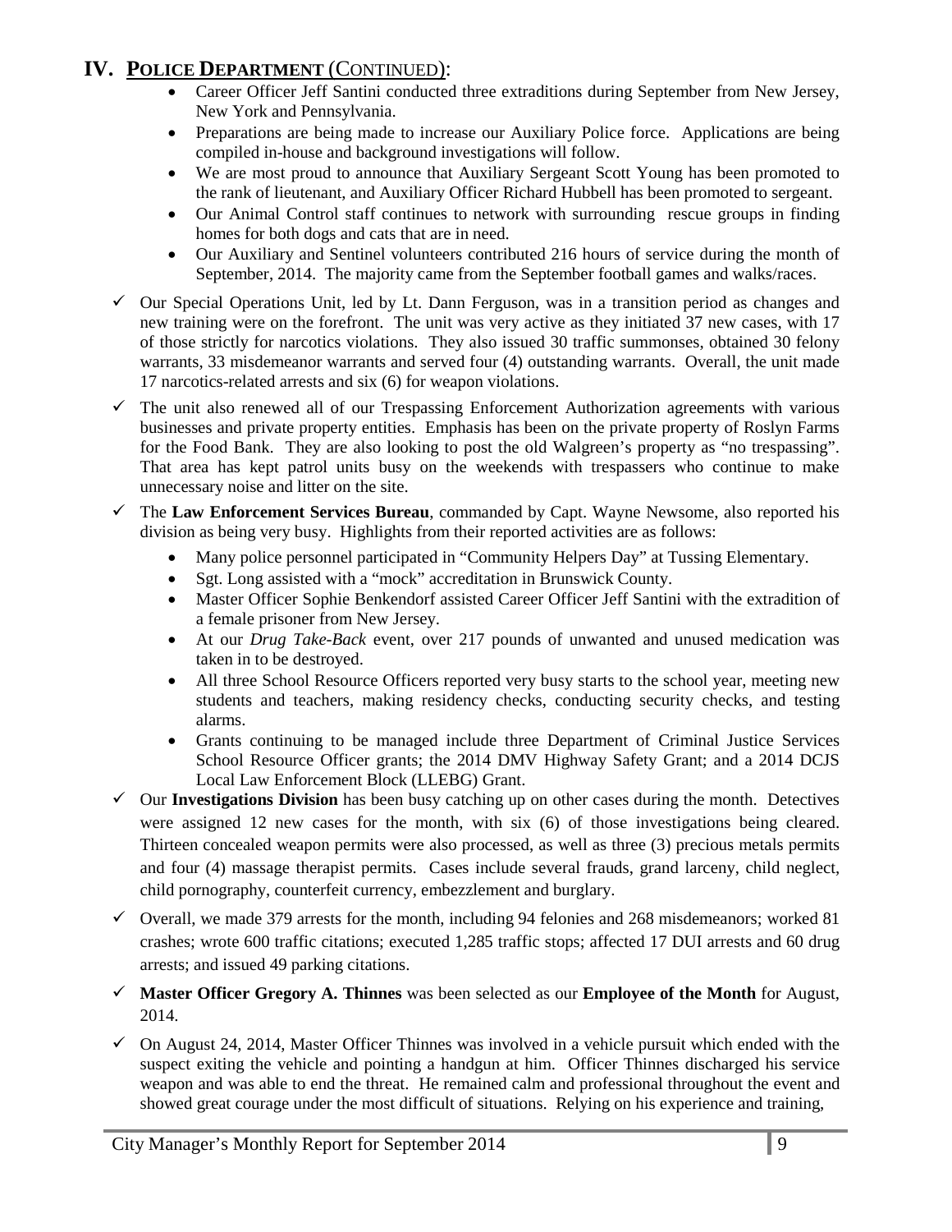## IV. POLICE DEPARTMENT (CONTINUED):

- Career Officer Jeff Santini conducted three extraditions during September from New Jersey, New York and Pennsylvania.
- Preparations are being made to increase our Auxiliary Police force. Applications are being compiled in-house and background investigations will follow.
- We are most proud to announce that Auxiliary Sergeant Scott Young has been promoted to the rank of lieutenant, and Auxiliary Officer Richard Hubbell has been promoted to sergeant.
- Our Animal Control staff continues to network with surrounding rescue groups in finding homes for both dogs and cats that are in need.
- Our Auxiliary and Sentinel volunteers contributed 216 hours of service during the month of September, 2014. The majority came from the September football games and walks/races.

- ✓ Our Special Operations Unit, led by Lt. Dann Ferguson, was in a transition period as changes and new training were on the forefront. The unit was very active as they initiated 37 new cases, with 17 of those strictly for narcotics violations. They also issued 30 traffic summonses, obtained 30 felony warrants, 33 misdemeanor warrants and served four (4) outstanding warrants. Overall, the unit made 17 narcotics-related arrests and six (6) for weapon violations.
- ✓ The unit also renewed all of our Trespassing Enforcement Authorization agreements with various businesses and private property entities. Emphasis has been on the private property of Roslyn Farms for the Food Bank. They are also looking to post the old Walgreen's property as "no trespassing". That area has kept patrol units busy on the weekends with trespassers who continue to make unnecessary noise and litter on the site.
- ✓ The **Law Enforcement Services Bureau**, commanded by Capt. Wayne Newsome, also reported his division as being very busy. Highlights from their reported activities are as follows:
  - Many police personnel participated in "Community Helpers Day" at Tussing Elementary.
  - Sgt. Long assisted with a "mock" accreditation in Brunswick County.
  - Master Officer Sophie Benkendorf assisted Career Officer Jeff Santini with the extradition of a female prisoner from New Jersey.
  - At our *Drug Take-Back* event, over 217 pounds of unwanted and unused medication was taken in to be destroyed.
  - All three School Resource Officers reported very busy starts to the school year, meeting new students and teachers, making residency checks, conducting security checks, and testing alarms.
  - Grants continuing to be managed include three Department of Criminal Justice Services School Resource Officer grants; the 2014 DMV Highway Safety Grant; and a 2014 DCJS Local Law Enforcement Block (LLEBG) Grant.
- ✓ Our **Investigations Division** has been busy catching up on other cases during the month. Detectives were assigned 12 new cases for the month, with six (6) of those investigations being cleared. Thirteen concealed weapon permits were also processed, as well as three (3) precious metals permits and four (4) massage therapist permits. Cases include several frauds, grand larceny, child neglect, child pornography, counterfeit currency, embezzlement and burglary.
- ✓ Overall, we made 379 arrests for the month, including 94 felonies and 268 misdemeanors; worked 81 crashes; wrote 600 traffic citations; executed 1,285 traffic stops; affected 17 DUI arrests and 60 drug arrests; and issued 49 parking citations.
- ✓ **Master Officer Gregory A. Thinnes** was been selected as our **Employee of the Month** for August, 2014.
- ✓ On August 24, 2014, Master Officer Thinnes was involved in a vehicle pursuit which ended with the suspect exiting the vehicle and pointing a handgun at him. Officer Thinnes discharged his service weapon and was able to end the threat. He remained calm and professional throughout the event and showed great courage under the most difficult of situations. Relying on his experience and training,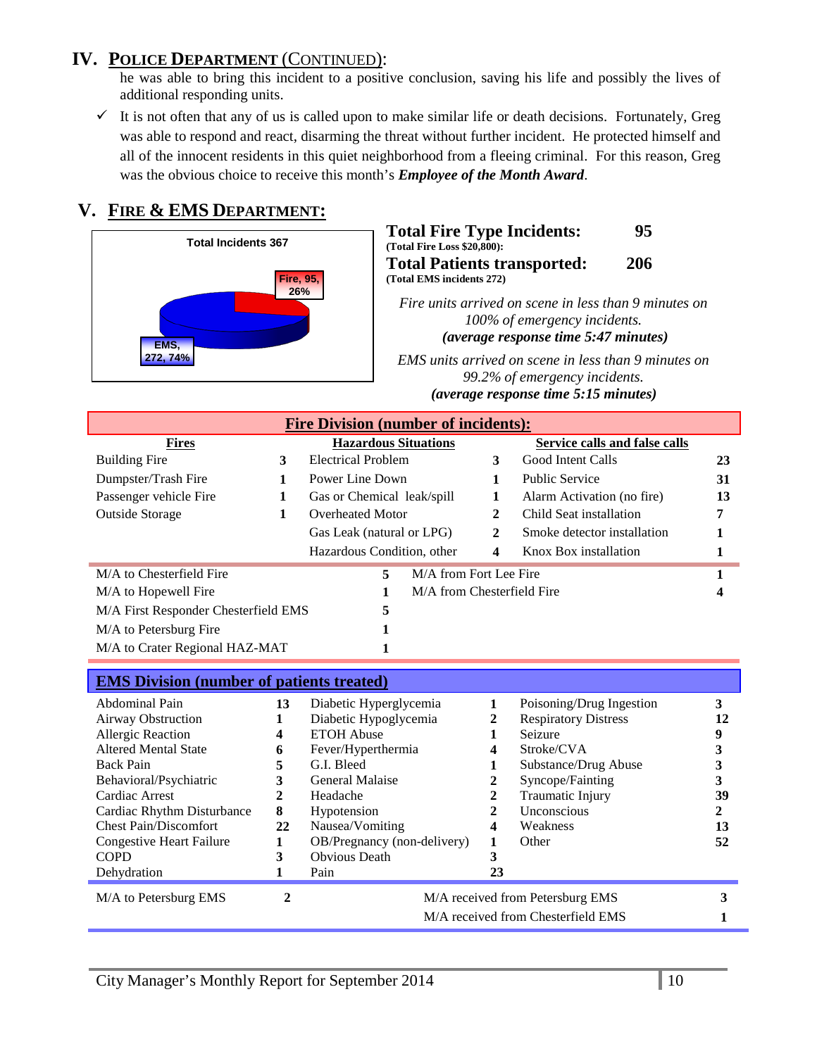## IV. POLICE DEPARTMENT (CONTINUED):

he was able to bring this incident to a positive conclusion, saving his life and possibly the lives of additional responding units.

- ✓ It is not often that any of us is called upon to make similar life or death decisions. Fortunately, Greg was able to respond and react, disarming the threat without further incident. He protected himself and all of the innocent residents in this quiet neighborhood from a fleeing criminal. For this reason, Greg was the obvious choice to receive this month's ***Employee of the Month Award***.

## V. FIRE & EMS DEPARTMENT:

**Total Incidents 367**

- Fire, 95, 26%
- EMS, 272, 74%

**Total Fire Type Incidents: 95**
**(Total Fire Loss $20,800):**

**Total Patients transported: 206**
**(Total EMS incidents 272)**

*Fire units arrived on scene in less than 9 minutes on 100% of emergency incidents.*
***(average response time 5:47 minutes)***

*EMS units arrived on scene in less than 9 minutes on 99.2% of emergency incidents.*
***(average response time 5:15 minutes)***

### Fire Division (number of incidents):

| Fires | | Hazardous Situations | | Service calls and false calls | |
|---|---|---|---|---|---|
| Building Fire | 3 | Electrical Problem | 3 | Good Intent Calls | 23 |
| Dumpster/Trash Fire | 1 | Power Line Down | 1 | Public Service | 31 |
| Passenger vehicle Fire | 1 | Gas or Chemical leak/spill | 1 | Alarm Activation (no fire) | 13 |
| Outside Storage | 1 | Overheated Motor | 2 | Child Seat installation | 7 |
| | | Gas Leak (natural or LPG) | 2 | Smoke detector installation | 1 |
| | | Hazardous Condition, other | 4 | Knox Box installation | 1 |

| | | | |
|---|---|---|---|
| M/A to Chesterfield Fire | 5 | M/A from Fort Lee Fire | 1 |
| M/A to Hopewell Fire | 1 | M/A from Chesterfield Fire | 4 |
| M/A First Responder Chesterfield EMS | 5 | | |
| M/A to Petersburg Fire | 1 | | |
| M/A to Crater Regional HAZ-MAT | 1 | | |

### EMS Division (number of patients treated)

| | | | | | |
|---|---|---|---|---|---|
| Abdominal Pain | 13 | Diabetic Hyperglycemia | 1 | Poisoning/Drug Ingestion | 3 |
| Airway Obstruction | 1 | Diabetic Hypoglycemia | 2 | Respiratory Distress | 12 |
| Allergic Reaction | 4 | ETOH Abuse | 1 | Seizure | 9 |
| Altered Mental State | 6 | Fever/Hyperthermia | 4 | Stroke/CVA | 3 |
| Back Pain | 5 | G.I. Bleed | 1 | Substance/Drug Abuse | 3 |
| Behavioral/Psychiatric | 3 | General Malaise | 2 | Syncope/Fainting | 3 |
| Cardiac Arrest | 2 | Headache | 2 | Traumatic Injury | 39 |
| Cardiac Rhythm Disturbance | 8 | Hypotension | 2 | Unconscious | 2 |
| Chest Pain/Discomfort | 22 | Nausea/Vomiting | 4 | Weakness | 13 |
| Congestive Heart Failure | 1 | OB/Pregnancy (non-delivery) | 1 | Other | 52 |
| COPD | 3 | Obvious Death | 3 | | |
| Dehydration | 1 | Pain | 23 | | |

| | | | |
|---|---|---|---|
| M/A to Petersburg EMS | 2 | M/A received from Petersburg EMS | 3 |
| | | M/A received from Chesterfield EMS | 1 |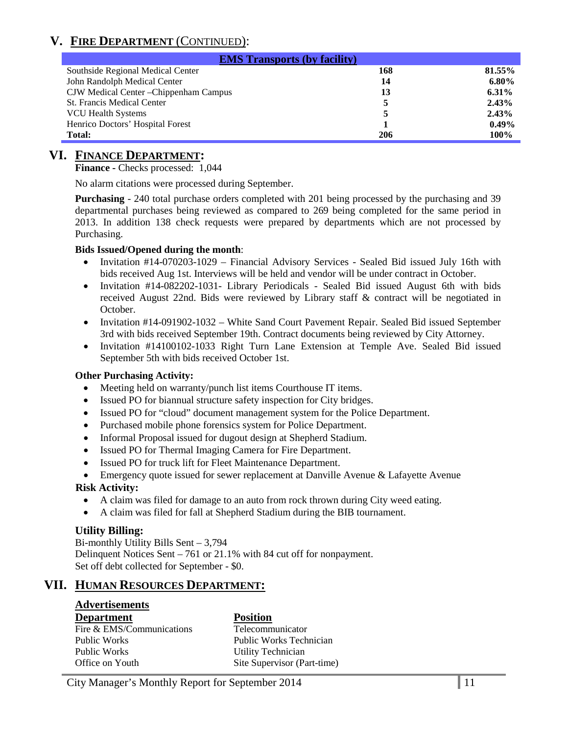## V. FIRE DEPARTMENT (CONTINUED):

| EMS Transports (by facility) | | |
|---|---|---|
| Southside Regional Medical Center | **168** | **81.55%** |
| John Randolph Medical Center | **14** | **6.80%** |
| CJW Medical Center –Chippenham Campus | **13** | **6.31%** |
| St. Francis Medical Center | **5** | **2.43%** |
| VCU Health Systems | **5** | **2.43%** |
| Henrico Doctors' Hospital Forest | **1** | **0.49%** |
| **Total:** | **206** | **100%** |

## VI. FINANCE DEPARTMENT:

**Finance -** Checks processed: 1,044

No alarm citations were processed during September.

**Purchasing** - 240 total purchase orders completed with 201 being processed by the purchasing and 39 departmental purchases being reviewed as compared to 269 being completed for the same period in 2013. In addition 138 check requests were prepared by departments which are not processed by Purchasing.

**Bids Issued/Opened during the month**:

- Invitation #14-070203-1029 – Financial Advisory Services - Sealed Bid issued July 16th with bids received Aug 1st. Interviews will be held and vendor will be under contract in October.
- Invitation #14-082202-1031- Library Periodicals - Sealed Bid issued August 6th with bids received August 22nd. Bids were reviewed by Library staff & contract will be negotiated in October.
- Invitation #14-091902-1032 – White Sand Court Pavement Repair. Sealed Bid issued September 3rd with bids received September 19th. Contract documents being reviewed by City Attorney.
- Invitation #14100102-1033 Right Turn Lane Extension at Temple Ave. Sealed Bid issued September 5th with bids received October 1st.

**Other Purchasing Activity:**

- Meeting held on warranty/punch list items Courthouse IT items.
- Issued PO for biannual structure safety inspection for City bridges.
- Issued PO for "cloud" document management system for the Police Department.
- Purchased mobile phone forensics system for Police Department.
- Informal Proposal issued for dugout design at Shepherd Stadium.
- Issued PO for Thermal Imaging Camera for Fire Department.
- Issued PO for truck lift for Fleet Maintenance Department.
- Emergency quote issued for sewer replacement at Danville Avenue & Lafayette Avenue

**Risk Activity:**

- A claim was filed for damage to an auto from rock thrown during City weed eating.
- A claim was filed for fall at Shepherd Stadium during the BIB tournament.

**Utility Billing:**

Bi-monthly Utility Bills Sent – 3,794
Delinquent Notices Sent – 761 or 21.1% with 84 cut off for nonpayment.
Set off debt collected for September - $0.

## VII. HUMAN RESOURCES DEPARTMENT:

**Advertisements**

| Department | Position |
|---|---|
| Fire & EMS/Communications | Telecommunicator |
| Public Works | Public Works Technician |
| Public Works | Utility Technician |
| Office on Youth | Site Supervisor (Part-time) |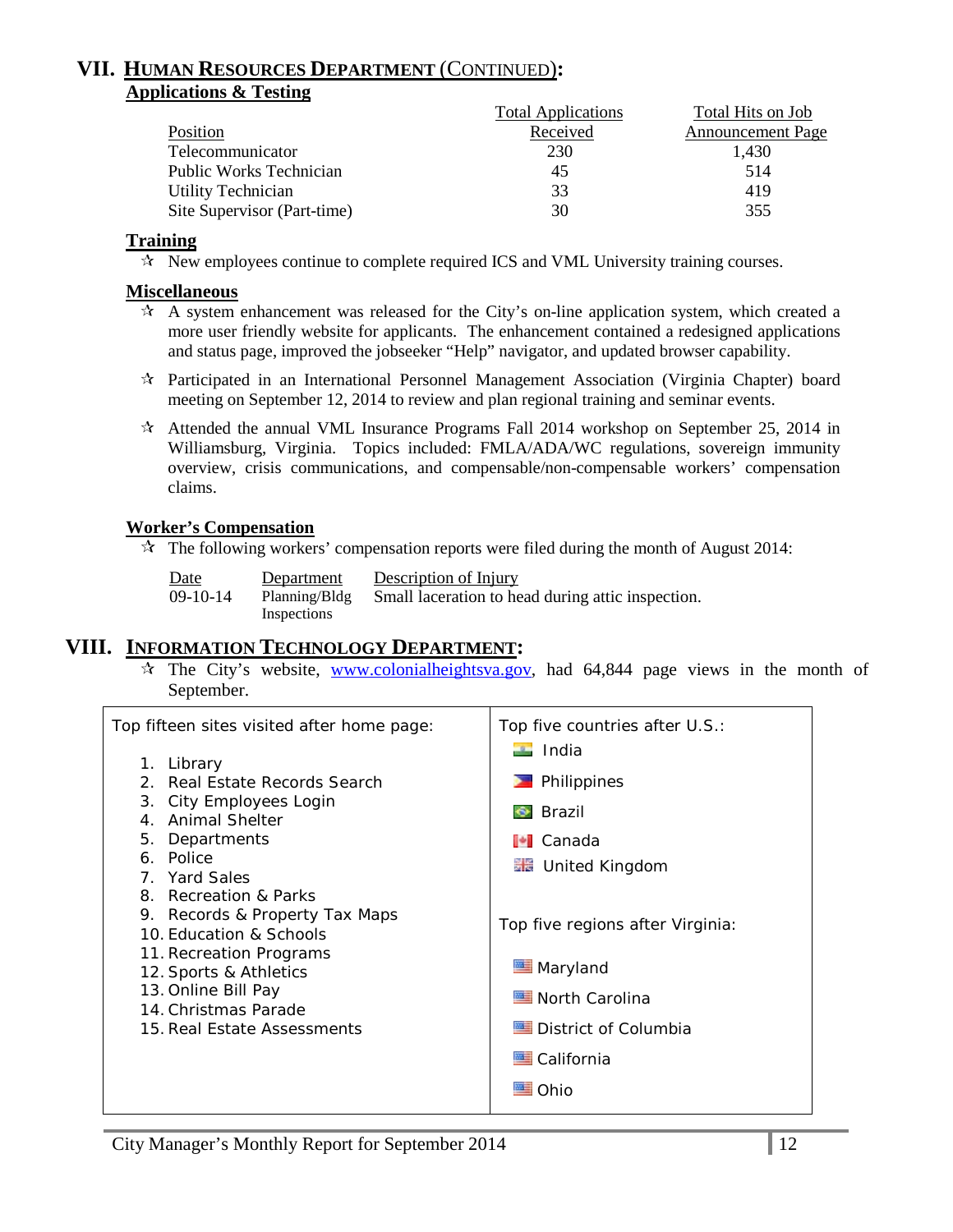## VII. HUMAN RESOURCES DEPARTMENT (CONTINUED):

### Applications & Testing

| Position | Total Applications Received | Total Hits on Job Announcement Page |
|---|---|---|
| Telecommunicator | 230 | 1,430 |
| Public Works Technician | 45 | 514 |
| Utility Technician | 33 | 419 |
| Site Supervisor (Part-time) | 30 | 355 |

### Training

- ☆ New employees continue to complete required ICS and VML University training courses.

### Miscellaneous

- ☆ A system enhancement was released for the City's on-line application system, which created a more user friendly website for applicants. The enhancement contained a redesigned applications and status page, improved the jobseeker "Help" navigator, and updated browser capability.
- ☆ Participated in an International Personnel Management Association (Virginia Chapter) board meeting on September 12, 2014 to review and plan regional training and seminar events.
- ☆ Attended the annual VML Insurance Programs Fall 2014 workshop on September 25, 2014 in Williamsburg, Virginia. Topics included: FMLA/ADA/WC regulations, sovereign immunity overview, crisis communications, and compensable/non-compensable workers' compensation claims.

### Worker's Compensation

- ☆ The following workers' compensation reports were filed during the month of August 2014:

| Date | Department | Description of Injury |
|---|---|---|
| 09-10-14 | Planning/Bldg Inspections | Small laceration to head during attic inspection. |

## VIII. INFORMATION TECHNOLOGY DEPARTMENT:

- ☆ The City's website, www.colonialheightsva.gov, had 64,844 page views in the month of September.

| Top fifteen sites visited after home page: | Top five countries after U.S.: |
|---|---|
| 1. Library | India |
| 2. Real Estate Records Search | Philippines |
| 3. City Employees Login | Brazil |
| 4. Animal Shelter | Canada |
| 5. Departments | United Kingdom |
| 6. Police | |
| 7. Yard Sales | **Top five regions after Virginia:** |
| 8. Recreation & Parks | Maryland |
| 9. Records & Property Tax Maps | North Carolina |
| 10. Education & Schools | District of Columbia |
| 11. Recreation Programs | California |
| 12. Sports & Athletics | Ohio |
| 13. Online Bill Pay | |
| 14. Christmas Parade | |
| 15. Real Estate Assessments | |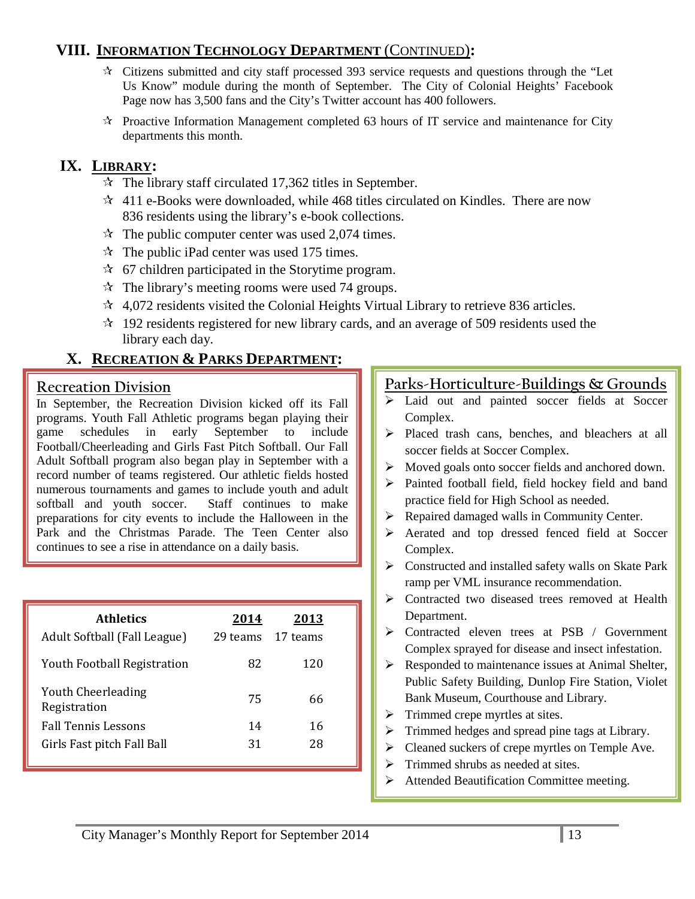## VIII. INFORMATION TECHNOLOGY DEPARTMENT (CONTINUED):

- ☆ Citizens submitted and city staff processed 393 service requests and questions through the "Let Us Know" module during the month of September. The City of Colonial Heights' Facebook Page now has 3,500 fans and the City's Twitter account has 400 followers.
- ☆ Proactive Information Management completed 63 hours of IT service and maintenance for City departments this month.

## IX. LIBRARY:

- ☆ The library staff circulated 17,362 titles in September.
- ☆ 411 e-Books were downloaded, while 468 titles circulated on Kindles. There are now 836 residents using the library's e-book collections.
- ☆ The public computer center was used 2,074 times.
- ☆ The public iPad center was used 175 times.
- ☆ 67 children participated in the Storytime program.
- ☆ The library's meeting rooms were used 74 groups.
- ☆ 4,072 residents visited the Colonial Heights Virtual Library to retrieve 836 articles.
- ☆ 192 residents registered for new library cards, and an average of 509 residents used the library each day.

## X. RECREATION & PARKS DEPARTMENT:

### Recreation Division

In September, the Recreation Division kicked off its Fall programs. Youth Fall Athletic programs began playing their game schedules in early September to include Football/Cheerleading and Girls Fast Pitch Softball. Our Fall Adult Softball program also began play in September with a record number of teams registered. Our athletic fields hosted numerous tournaments and games to include youth and adult softball and youth soccer. Staff continues to make preparations for city events to include the Halloween in the Park and the Christmas Parade. The Teen Center also continues to see a rise in attendance on a daily basis.

| Athletics | 2014 | 2013 |
|---|---|---|
| Adult Softball (Fall League) | 29 teams | 17 teams |
| Youth Football Registration | 82 | 120 |
| Youth Cheerleading Registration | 75 | 66 |
| Fall Tennis Lessons | 14 | 16 |
| Girls Fast pitch Fall Ball | 31 | 28 |

### Parks-Horticulture-Buildings & Grounds

- Laid out and painted soccer fields at Soccer Complex.
- Placed trash cans, benches, and bleachers at all soccer fields at Soccer Complex.
- Moved goals onto soccer fields and anchored down.
- Painted football field, field hockey field and band practice field for High School as needed.
- Repaired damaged walls in Community Center.
- Aerated and top dressed fenced field at Soccer Complex.
- Constructed and installed safety walls on Skate Park ramp per VML insurance recommendation.
- Contracted two diseased trees removed at Health Department.
- Contracted eleven trees at PSB / Government Complex sprayed for disease and insect infestation.
- Responded to maintenance issues at Animal Shelter, Public Safety Building, Dunlop Fire Station, Violet Bank Museum, Courthouse and Library.
- Trimmed crepe myrtles at sites.
- Trimmed hedges and spread pine tags at Library.
- Cleaned suckers of crepe myrtles on Temple Ave.
- Trimmed shrubs as needed at sites.
- Attended Beautification Committee meeting.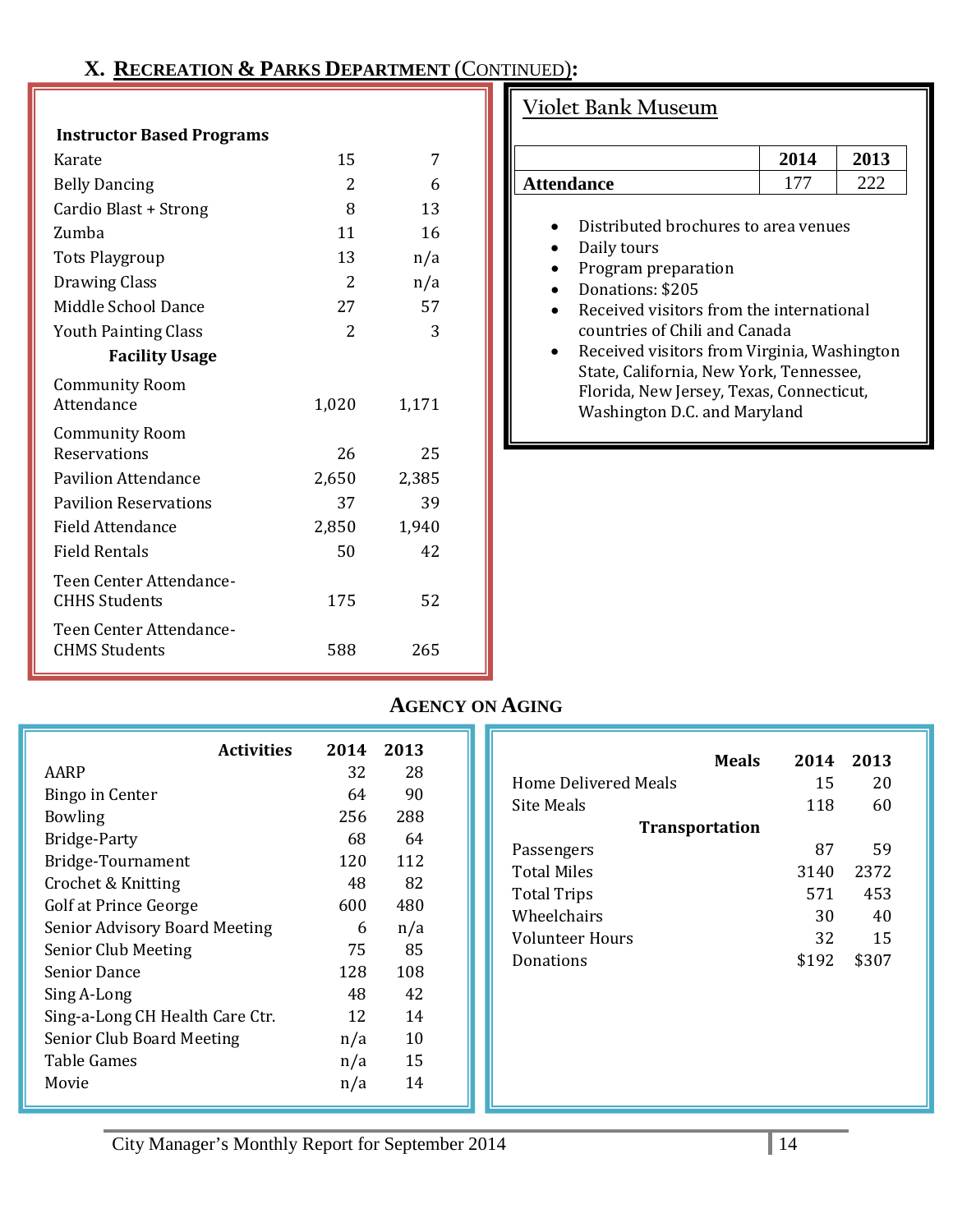## X. Recreation & Parks Department (Continued):

| Instructor Based Programs | 2014 | 2013 |
|---|---|---|
| Karate | 15 | 7 |
| Belly Dancing | 2 | 6 |
| Cardio Blast + Strong | 8 | 13 |
| Zumba | 11 | 16 |
| Tots Playgroup | 13 | n/a |
| Drawing Class | 2 | n/a |
| Middle School Dance | 27 | 57 |
| Youth Painting Class | 2 | 3 |
| **Facility Usage** | | |
| Community Room Attendance | 1,020 | 1,171 |
| Community Room Reservations | 26 | 25 |
| Pavilion Attendance | 2,650 | 2,385 |
| Pavilion Reservations | 37 | 39 |
| Field Attendance | 2,850 | 1,940 |
| Field Rentals | 50 | 42 |
| Teen Center Attendance- CHHS Students | 175 | 52 |
| Teen Center Attendance- CHMS Students | 588 | 265 |

### Violet Bank Museum

| | 2014 | 2013 |
|---|---|---|
| **Attendance** | 177 | 222 |

- Distributed brochures to area venues
- Daily tours
- Program preparation
- Donations: $205
- Received visitors from the international countries of Chili and Canada
- Received visitors from Virginia, Washington State, California, New York, Tennessee, Florida, New Jersey, Texas, Connecticut, Washington D.C. and Maryland

## Agency on Aging

| Activities | 2014 | 2013 |
|---|---|---|
| AARP | 32 | 28 |
| Bingo in Center | 64 | 90 |
| Bowling | 256 | 288 |
| Bridge-Party | 68 | 64 |
| Bridge-Tournament | 120 | 112 |
| Crochet & Knitting | 48 | 82 |
| Golf at Prince George | 600 | 480 |
| Senior Advisory Board Meeting | 6 | n/a |
| Senior Club Meeting | 75 | 85 |
| Senior Dance | 128 | 108 |
| Sing A-Long | 48 | 42 |
| Sing-a-Long CH Health Care Ctr. | 12 | 14 |
| Senior Club Board Meeting | n/a | 10 |
| Table Games | n/a | 15 |
| Movie | n/a | 14 |

| Meals | 2014 | 2013 |
|---|---|---|
| Home Delivered Meals | 15 | 20 |
| Site Meals | 118 | 60 |
| **Transportation** | | |
| Passengers | 87 | 59 |
| Total Miles | 3140 | 2372 |
| Total Trips | 571 | 453 |
| Wheelchairs | 30 | 40 |
| Volunteer Hours | 32 | 15 |
| Donations | $192 | $307 |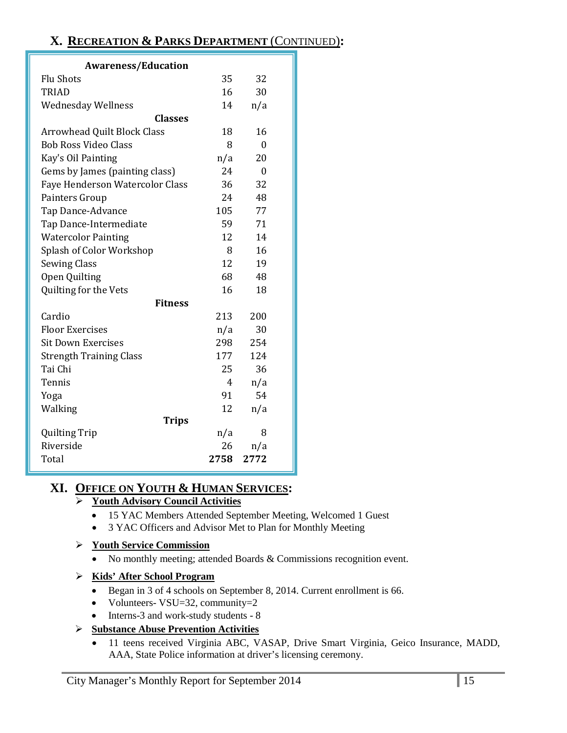## X. RECREATION & PARKS DEPARTMENT (CONTINUED):

| Awareness/Education | | |
|---|---|---|
| Flu Shots | 35 | 32 |
| TRIAD | 16 | 30 |
| Wednesday Wellness | 14 | n/a |
| **Classes** | | |
| Arrowhead Quilt Block Class | 18 | 16 |
| Bob Ross Video Class | 8 | 0 |
| Kay's Oil Painting | n/a | 20 |
| Gems by James (painting class) | 24 | 0 |
| Faye Henderson Watercolor Class | 36 | 32 |
| Painters Group | 24 | 48 |
| Tap Dance-Advance | 105 | 77 |
| Tap Dance-Intermediate | 59 | 71 |
| Watercolor Painting | 12 | 14 |
| Splash of Color Workshop | 8 | 16 |
| Sewing Class | 12 | 19 |
| Open Quilting | 68 | 48 |
| Quilting for the Vets | 16 | 18 |
| **Fitness** | | |
| Cardio | 213 | 200 |
| Floor Exercises | n/a | 30 |
| Sit Down Exercises | 298 | 254 |
| Strength Training Class | 177 | 124 |
| Tai Chi | 25 | 36 |
| Tennis | 4 | n/a |
| Yoga | 91 | 54 |
| Walking | 12 | n/a |
| **Trips** | | |
| Quilting Trip | n/a | 8 |
| Riverside | 26 | n/a |
| Total | **2758** | **2772** |

## XI. OFFICE ON YOUTH & HUMAN SERVICES:

- **Youth Advisory Council Activities**
  - 15 YAC Members Attended September Meeting, Welcomed 1 Guest
  - 3 YAC Officers and Advisor Met to Plan for Monthly Meeting
- **Youth Service Commission**
  - No monthly meeting; attended Boards & Commissions recognition event.
- **Kids' After School Program**
  - Began in 3 of 4 schools on September 8, 2014. Current enrollment is 66.
  - Volunteers- VSU=32, community=2
  - Interns-3 and work-study students - 8
- **Substance Abuse Prevention Activities**
  - 11 teens received Virginia ABC, VASAP, Drive Smart Virginia, Geico Insurance, MADD, AAA, State Police information at driver's licensing ceremony.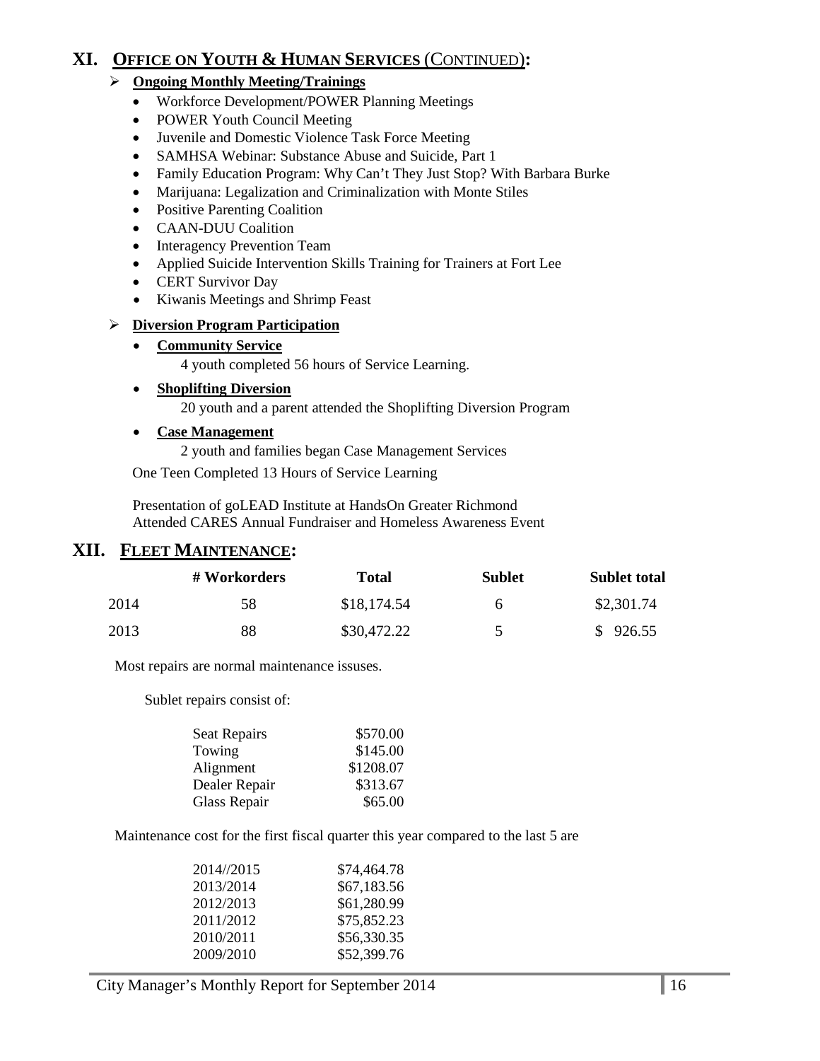## XI. OFFICE ON YOUTH & HUMAN SERVICES (CONTINUED):

- **Ongoing Monthly Meeting/Trainings**
  - Workforce Development/POWER Planning Meetings
  - POWER Youth Council Meeting
  - Juvenile and Domestic Violence Task Force Meeting
  - SAMHSA Webinar: Substance Abuse and Suicide, Part 1
  - Family Education Program: Why Can't They Just Stop? With Barbara Burke
  - Marijuana: Legalization and Criminalization with Monte Stiles
  - Positive Parenting Coalition
  - CAAN-DUU Coalition
  - Interagency Prevention Team
  - Applied Suicide Intervention Skills Training for Trainers at Fort Lee
  - CERT Survivor Day
  - Kiwanis Meetings and Shrimp Feast

- **Diversion Program Participation**
  - **Community Service**

    4 youth completed 56 hours of Service Learning.
  - **Shoplifting Diversion**

    20 youth and a parent attended the Shoplifting Diversion Program
  - **Case Management**

    2 youth and families began Case Management Services

  One Teen Completed 13 Hours of Service Learning

  Presentation of goLEAD Institute at HandsOn Greater Richmond
  Attended CARES Annual Fundraiser and Homeless Awareness Event

## XII. FLEET MAINTENANCE:

| | # Workorders | Total | Sublet | Sublet total |
|---|---|---|---|---|
| 2014 | 58 | $18,174.54 | 6 | $2,301.74 |
| 2013 | 88 | $30,472.22 | 5 | $ 926.55 |

Most repairs are normal maintenance issuses.

Sublet repairs consist of:

| | |
|---|---|
| Seat Repairs | $570.00 |
| Towing | $145.00 |
| Alignment | $1208.07 |
| Dealer Repair | $313.67 |
| Glass Repair | $65.00 |

Maintenance cost for the first fiscal quarter this year compared to the last 5 are

| | |
|---|---|
| 2014//2015 | $74,464.78 |
| 2013/2014 | $67,183.56 |
| 2012/2013 | $61,280.99 |
| 2011/2012 | $75,852.23 |
| 2010/2011 | $56,330.35 |
| 2009/2010 | $52,399.76 |